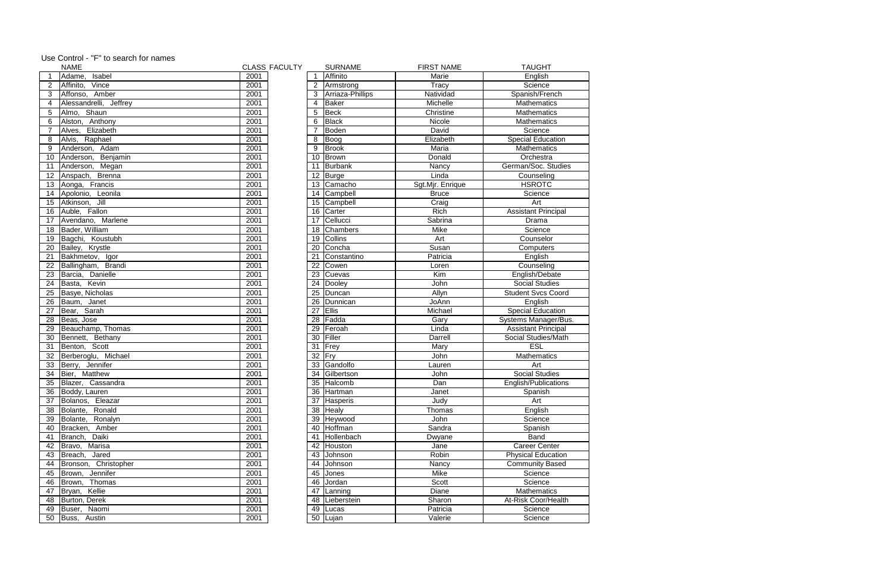Use Control - "F" to search for names

| | NAME | CLASS | FACULTY | SURNAME | FIRST NAME | TAUGHT |
|---|---|---|---|---|---|---|
| 1 | Adame, Isabel | 2001 | 1 | Affinito | Marie | English |
| 2 | Affinito, Vince | 2001 | 2 | Armstrong | Tracy | Science |
| 3 | Affonso, Amber | 2001 | 3 | Arriaza-Phillips | Natividad | Spanish/French |
| 4 | Alessandrelli, Jeffrey | 2001 | 4 | Baker | Michelle | Mathematics |
| 5 | Almo, Shaun | 2001 | 5 | Beck | Christine | Mathematics |
| 6 | Alston, Anthony | 2001 | 6 | Black | Nicole | Mathematics |
| 7 | Alves, Elizabeth | 2001 | 7 | Boden | David | Science |
| 8 | Alvis, Raphael | 2001 | 8 | Boog | Elizabeth | Special Education |
| 9 | Anderson, Adam | 2001 | 9 | Brook | Maria | Mathematics |
| 10 | Anderson, Benjamin | 2001 | 10 | Brown | Donald | Orchestra |
| 11 | Anderson, Megan | 2001 | 11 | Burbank | Nancy | German/Soc. Studies |
| 12 | Anspach, Brenna | 2001 | 12 | Burge | Linda | Counseling |
| 13 | Aonga, Francis | 2001 | 13 | Camacho | Sgt.Mjr. Enrique | HSROTC |
| 14 | Apolonio, Leonila | 2001 | 14 | Campbell | Bruce | Science |
| 15 | Atkinson, Jill | 2001 | 15 | Campbell | Craig | Art |
| 16 | Auble, Fallon | 2001 | 16 | Carter | Rich | Assistant Principal |
| 17 | Avendano, Marlene | 2001 | 17 | Cellucci | Sabrina | Drama |
| 18 | Bader, William | 2001 | 18 | Chambers | Mike | Science |
| 19 | Bagchi, Koustubh | 2001 | 19 | Collins | Art | Counselor |
| 20 | Bailey, Krystle | 2001 | 20 | Concha | Susan | Computers |
| 21 | Bakhmetov, Igor | 2001 | 21 | Constantino | Patricia | English |
| 22 | Ballingham, Brandi | 2001 | 22 | Cowen | Loren | Counseling |
| 23 | Barcia, Danielle | 2001 | 23 | Cuevas | Kim | English/Debate |
| 24 | Basta, Kevin | 2001 | 24 | Dooley | John | Social Studies |
| 25 | Basye, Nicholas | 2001 | 25 | Duncan | Allyn | Student Svcs Coord |
| 26 | Baum, Janet | 2001 | 26 | Dunnican | JoAnn | English |
| 27 | Bear, Sarah | 2001 | 27 | Ellis | Michael | Special Education |
| 28 | Beas, Jose | 2001 | 28 | Fadda | Gary | Systems Manager/Bus. |
| 29 | Beauchamp, Thomas | 2001 | 29 | Feroah | Linda | Assistant Principal |
| 30 | Bennett, Bethany | 2001 | 30 | Filler | Darrell | Social Studies/Math |
| 31 | Benton, Scott | 2001 | 31 | Frey | Mary | ESL |
| 32 | Berberoglu, Michael | 2001 | 32 | Fry | John | Mathematics |
| 33 | Berry, Jennifer | 2001 | 33 | Gandolfo | Lauren | Art |
| 34 | Bier, Matthew | 2001 | 34 | Gilbertson | John | Social Studies |
| 35 | Blazer, Cassandra | 2001 | 35 | Halcomb | Dan | English/Publications |
| 36 | Boddy, Lauren | 2001 | 36 | Hartman | Janet | Spanish |
| 37 | Bolanos, Eleazar | 2001 | 37 | Hasperis | Judy | Art |
| 38 | Bolante, Ronald | 2001 | 38 | Healy | Thomas | English |
| 39 | Bolante, Ronalyn | 2001 | 39 | Heywood | John | Science |
| 40 | Bracken, Amber | 2001 | 40 | Hoffman | Sandra | Spanish |
| 41 | Branch, Daiki | 2001 | 41 | Hollenbach | Dwyane | Band |
| 42 | Bravo, Marisa | 2001 | 42 | Houston | Jane | Career Center |
| 43 | Breach, Jared | 2001 | 43 | Johnson | Robin | Physical Education |
| 44 | Bronson, Christopher | 2001 | 44 | Johnson | Nancy | Community Based |
| 45 | Brown, Jennifer | 2001 | 45 | Jones | Mike | Science |
| 46 | Brown, Thomas | 2001 | 46 | Jordan | Scott | Science |
| 47 | Bryan, Kellie | 2001 | 47 | Lanning | Diane | Mathematics |
| 48 | Burton, Derek | 2001 | 48 | Lieberstein | Sharon | At-Risk Coor/Health |
| 49 | Buser, Naomi | 2001 | 49 | Lucas | Patricia | Science |
| 50 | Buss, Austin | 2001 | 50 | Lujan | Valerie | Science |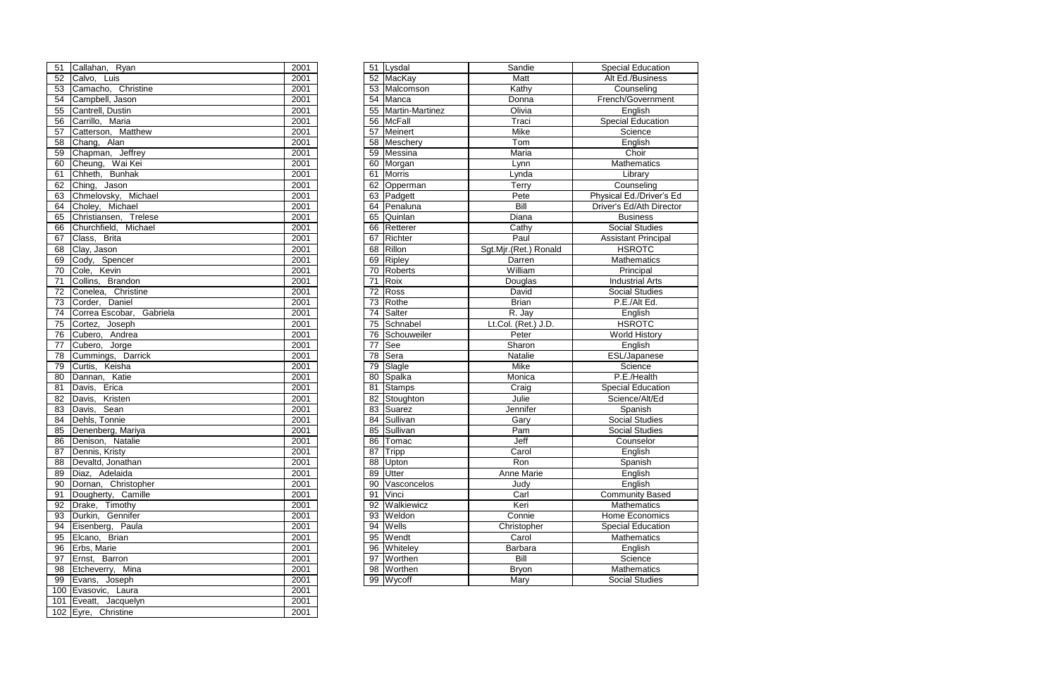| | | |
|---|---|---|
| 51 | Callahan, Ryan | 2001 |
| 52 | Calvo, Luis | 2001 |
| 53 | Camacho, Christine | 2001 |
| 54 | Campbell, Jason | 2001 |
| 55 | Cantrell, Dustin | 2001 |
| 56 | Carrillo, Maria | 2001 |
| 57 | Catterson, Matthew | 2001 |
| 58 | Chang, Alan | 2001 |
| 59 | Chapman, Jeffrey | 2001 |
| 60 | Cheung, Wai Kei | 2001 |
| 61 | Chheth, Bunhak | 2001 |
| 62 | Ching, Jason | 2001 |
| 63 | Chmelovsky, Michael | 2001 |
| 64 | Choley, Michael | 2001 |
| 65 | Christiansen, Trelese | 2001 |
| 66 | Churchfield, Michael | 2001 |
| 67 | Class, Brita | 2001 |
| 68 | Clay, Jason | 2001 |
| 69 | Cody, Spencer | 2001 |
| 70 | Cole, Kevin | 2001 |
| 71 | Collins, Brandon | 2001 |
| 72 | Conelea, Christine | 2001 |
| 73 | Corder, Daniel | 2001 |
| 74 | Correa Escobar, Gabriela | 2001 |
| 75 | Cortez, Joseph | 2001 |
| 76 | Cubero, Andrea | 2001 |
| 77 | Cubero, Jorge | 2001 |
| 78 | Cummings, Darrick | 2001 |
| 79 | Curtis, Keisha | 2001 |
| 80 | Dannan, Katie | 2001 |
| 81 | Davis, Erica | 2001 |
| 82 | Davis, Kristen | 2001 |
| 83 | Davis, Sean | 2001 |
| 84 | Dehls, Tonnie | 2001 |
| 85 | Denenberg, Mariya | 2001 |
| 86 | Denison, Natalie | 2001 |
| 87 | Dennis, Kristy | 2001 |
| 88 | Devaltd, Jonathan | 2001 |
| 89 | Diaz, Adelaida | 2001 |
| 90 | Dornan, Christopher | 2001 |
| 91 | Dougherty, Camille | 2001 |
| 92 | Drake, Timothy | 2001 |
| 93 | Durkin, Gennifer | 2001 |
| 94 | Eisenberg, Paula | 2001 |
| 95 | Elcano, Brian | 2001 |
| 96 | Erbs, Marie | 2001 |
| 97 | Ernst, Barron | 2001 |
| 98 | Etcheverry, Mina | 2001 |
| 99 | Evans, Joseph | 2001 |
| 100 | Evasovic, Laura | 2001 |
| 101 | Eveatt, Jacquelyn | 2001 |
| 102 | Eyre, Christine | 2001 |

| | | | |
|---|---|---|---|
| 51 | Lysdal | Sandie | Special Education |
| 52 | MacKay | Matt | Alt Ed./Business |
| 53 | Malcomson | Kathy | Counseling |
| 54 | Manca | Donna | French/Government |
| 55 | Martin-Martinez | Olivia | English |
| 56 | McFall | Traci | Special Education |
| 57 | Meinert | Mike | Science |
| 58 | Meschery | Tom | English |
| 59 | Messina | Maria | Choir |
| 60 | Morgan | Lynn | Mathematics |
| 61 | Morris | Lynda | Library |
| 62 | Opperman | Terry | Counseling |
| 63 | Padgett | Pete | Physical Ed./Driver's Ed |
| 64 | Penaluna | Bill | Driver's Ed/Ath Director |
| 65 | Quinlan | Diana | Business |
| 66 | Retterer | Cathy | Social Studies |
| 67 | Richter | Paul | Assistant Principal |
| 68 | Rillon | Sgt.Mjr.(Ret.) Ronald | HSROTC |
| 69 | Ripley | Darren | Mathematics |
| 70 | Roberts | William | Principal |
| 71 | Roix | Douglas | Industrial Arts |
| 72 | Ross | David | Social Studies |
| 73 | Rothe | Brian | P.E./Alt Ed. |
| 74 | Salter | R. Jay | English |
| 75 | Schnabel | Lt.Col. (Ret.) J.D. | HSROTC |
| 76 | Schouweiler | Peter | World History |
| 77 | See | Sharon | English |
| 78 | Sera | Natalie | ESL/Japanese |
| 79 | Slagle | Mike | Science |
| 80 | Spalka | Monica | P.E./Health |
| 81 | Stamps | Craig | Special Education |
| 82 | Stoughton | Julie | Science/Alt/Ed |
| 83 | Suarez | Jennifer | Spanish |
| 84 | Sullivan | Gary | Social Studies |
| 85 | Sullivan | Pam | Social Studies |
| 86 | Tomac | Jeff | Counselor |
| 87 | Tripp | Carol | English |
| 88 | Upton | Ron | Spanish |
| 89 | Utter | Anne Marie | English |
| 90 | Vasconcelos | Judy | English |
| 91 | Vinci | Carl | Community Based |
| 92 | Walkiewicz | Keri | Mathematics |
| 93 | Weldon | Connie | Home Economics |
| 94 | Wells | Christopher | Special Education |
| 95 | Wendt | Carol | Mathematics |
| 96 | Whiteley | Barbara | English |
| 97 | Worthen | Bill | Science |
| 98 | Worthen | Bryon | Mathematics |
| 99 | Wycoff | Mary | Social Studies |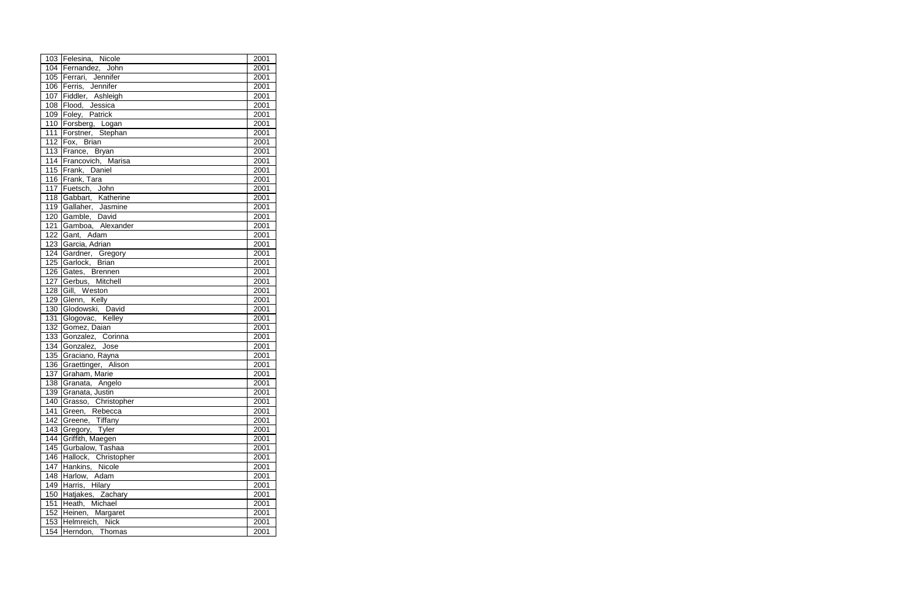| | | |
|---|---|---|
| 103 | Felesina, Nicole | 2001 |
| 104 | Fernandez, John | 2001 |
| 105 | Ferrari, Jennifer | 2001 |
| 106 | Ferris, Jennifer | 2001 |
| 107 | Fiddler, Ashleigh | 2001 |
| 108 | Flood, Jessica | 2001 |
| 109 | Foley, Patrick | 2001 |
| 110 | Forsberg, Logan | 2001 |
| 111 | Forstner, Stephan | 2001 |
| 112 | Fox, Brian | 2001 |
| 113 | France, Bryan | 2001 |
| 114 | Francovich, Marisa | 2001 |
| 115 | Frank, Daniel | 2001 |
| 116 | Frank, Tara | 2001 |
| 117 | Fuetsch, John | 2001 |
| 118 | Gabbart, Katherine | 2001 |
| 119 | Gallaher, Jasmine | 2001 |
| 120 | Gamble, David | 2001 |
| 121 | Gamboa, Alexander | 2001 |
| 122 | Gant, Adam | 2001 |
| 123 | Garcia, Adrian | 2001 |
| 124 | Gardner, Gregory | 2001 |
| 125 | Garlock, Brian | 2001 |
| 126 | Gates, Brennen | 2001 |
| 127 | Gerbus, Mitchell | 2001 |
| 128 | Gill, Weston | 2001 |
| 129 | Glenn, Kelly | 2001 |
| 130 | Glodowski, David | 2001 |
| 131 | Glogovac, Kelley | 2001 |
| 132 | Gomez, Daian | 2001 |
| 133 | Gonzalez, Corinna | 2001 |
| 134 | Gonzalez, Jose | 2001 |
| 135 | Graciano, Rayna | 2001 |
| 136 | Graettinger, Alison | 2001 |
| 137 | Graham, Marie | 2001 |
| 138 | Granata, Angelo | 2001 |
| 139 | Granata, Justin | 2001 |
| 140 | Grasso, Christopher | 2001 |
| 141 | Green, Rebecca | 2001 |
| 142 | Greene, Tiffany | 2001 |
| 143 | Gregory, Tyler | 2001 |
| 144 | Griffith, Maegen | 2001 |
| 145 | Gurbalow, Tashaa | 2001 |
| 146 | Hallock, Christopher | 2001 |
| 147 | Hankins, Nicole | 2001 |
| 148 | Harlow, Adam | 2001 |
| 149 | Harris, Hilary | 2001 |
| 150 | Hatjakes, Zachary | 2001 |
| 151 | Heath, Michael | 2001 |
| 152 | Heinen, Margaret | 2001 |
| 153 | Helmreich, Nick | 2001 |
| 154 | Herndon, Thomas | 2001 |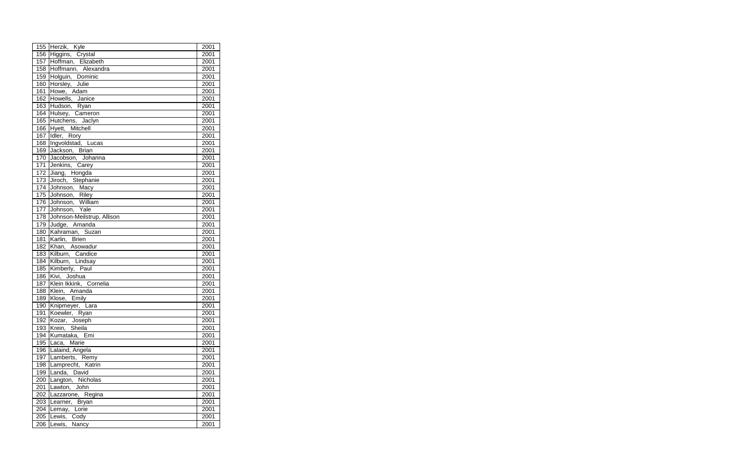| | | |
|---|---|---|
| 155 | Herzik, Kyle | 2001 |
| 156 | Higgins, Crystal | 2001 |
| 157 | Hoffman, Elizabeth | 2001 |
| 158 | Hoffmann, Alexandra | 2001 |
| 159 | Holguin, Dominic | 2001 |
| 160 | Horsley, Julie | 2001 |
| 161 | Howe, Adam | 2001 |
| 162 | Howells, Janice | 2001 |
| 163 | Hudson, Ryan | 2001 |
| 164 | Hulsey, Cameron | 2001 |
| 165 | Hutchens, Jaclyn | 2001 |
| 166 | Hyett, Mitchell | 2001 |
| 167 | Idler, Rory | 2001 |
| 168 | Ingvoldstad, Lucas | 2001 |
| 169 | Jackson, Brian | 2001 |
| 170 | Jacobson, Johanna | 2001 |
| 171 | Jenkins, Carey | 2001 |
| 172 | Jiang, Hongda | 2001 |
| 173 | Jiroch, Stephanie | 2001 |
| 174 | Johnson, Macy | 2001 |
| 175 | Johnson, Riley | 2001 |
| 176 | Johnson, William | 2001 |
| 177 | Johnson, Yale | 2001 |
| 178 | Johnson-Meilstrup, Allison | 2001 |
| 179 | Judge, Amanda | 2001 |
| 180 | Kahraman, Suzan | 2001 |
| 181 | Karlin, Brien | 2001 |
| 182 | Khan, Asowadur | 2001 |
| 183 | Kilburn, Candice | 2001 |
| 184 | Kilburn, Lindsay | 2001 |
| 185 | Kimberly, Paul | 2001 |
| 186 | Kivi, Joshua | 2001 |
| 187 | Klein Ikkink, Cornelia | 2001 |
| 188 | Klein, Amanda | 2001 |
| 189 | Klose, Emily | 2001 |
| 190 | Knipmeyer, Lara | 2001 |
| 191 | Koewler, Ryan | 2001 |
| 192 | Kozar, Joseph | 2001 |
| 193 | Krein, Sheila | 2001 |
| 194 | Kumataka, Emi | 2001 |
| 195 | Laca, Marie | 2001 |
| 196 | Lalaind, Angela | 2001 |
| 197 | Lamberts, Remy | 2001 |
| 198 | Lamprecht, Katrin | 2001 |
| 199 | Landa, David | 2001 |
| 200 | Langton, Nicholas | 2001 |
| 201 | Lawton, John | 2001 |
| 202 | Lazzarone, Regina | 2001 |
| 203 | Learner, Bryan | 2001 |
| 204 | Lemay, Lorie | 2001 |
| 205 | Lewis, Cody | 2001 |
| 206 | Lewis, Nancy | 2001 |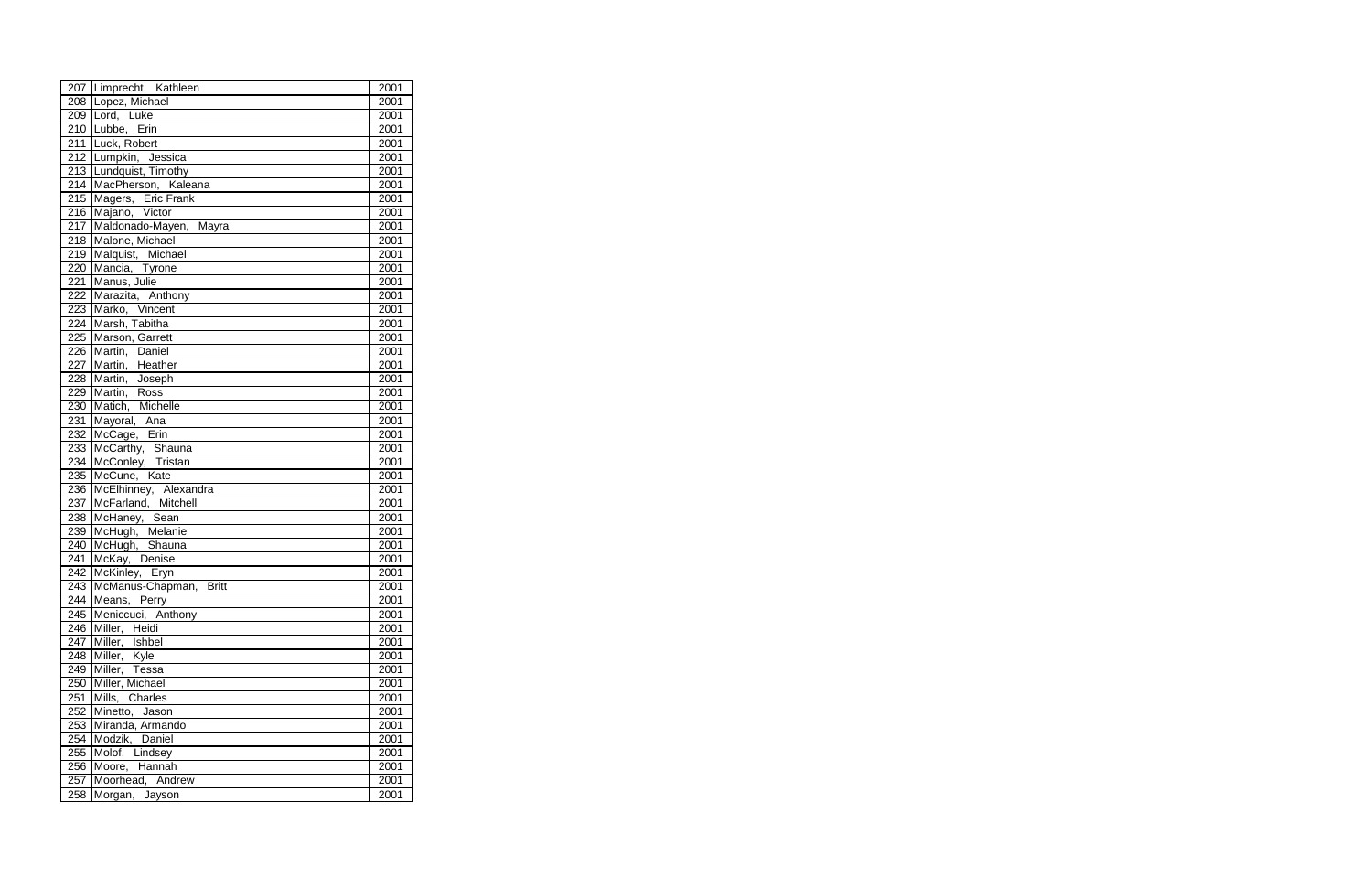| | | |
|---|---|---|
| 207 | Limprecht, Kathleen | 2001 |
| 208 | Lopez, Michael | 2001 |
| 209 | Lord, Luke | 2001 |
| 210 | Lubbe, Erin | 2001 |
| 211 | Luck, Robert | 2001 |
| 212 | Lumpkin, Jessica | 2001 |
| 213 | Lundquist, Timothy | 2001 |
| 214 | MacPherson, Kaleana | 2001 |
| 215 | Magers, Eric Frank | 2001 |
| 216 | Majano, Victor | 2001 |
| 217 | Maldonado-Mayen, Mayra | 2001 |
| 218 | Malone, Michael | 2001 |
| 219 | Malquist, Michael | 2001 |
| 220 | Mancia, Tyrone | 2001 |
| 221 | Manus, Julie | 2001 |
| 222 | Marazita, Anthony | 2001 |
| 223 | Marko, Vincent | 2001 |
| 224 | Marsh, Tabitha | 2001 |
| 225 | Marson, Garrett | 2001 |
| 226 | Martin, Daniel | 2001 |
| 227 | Martin, Heather | 2001 |
| 228 | Martin, Joseph | 2001 |
| 229 | Martin, Ross | 2001 |
| 230 | Matich, Michelle | 2001 |
| 231 | Mayoral, Ana | 2001 |
| 232 | McCage, Erin | 2001 |
| 233 | McCarthy, Shauna | 2001 |
| 234 | McConley, Tristan | 2001 |
| 235 | McCune, Kate | 2001 |
| 236 | McElhinney, Alexandra | 2001 |
| 237 | McFarland, Mitchell | 2001 |
| 238 | McHaney, Sean | 2001 |
| 239 | McHugh, Melanie | 2001 |
| 240 | McHugh, Shauna | 2001 |
| 241 | McKay, Denise | 2001 |
| 242 | McKinley, Eryn | 2001 |
| 243 | McManus-Chapman, Britt | 2001 |
| 244 | Means, Perry | 2001 |
| 245 | Meniccuci, Anthony | 2001 |
| 246 | Miller, Heidi | 2001 |
| 247 | Miller, Ishbel | 2001 |
| 248 | Miller, Kyle | 2001 |
| 249 | Miller, Tessa | 2001 |
| 250 | Miller, Michael | 2001 |
| 251 | Mills, Charles | 2001 |
| 252 | Minetto, Jason | 2001 |
| 253 | Miranda, Armando | 2001 |
| 254 | Modzik, Daniel | 2001 |
| 255 | Molof, Lindsey | 2001 |
| 256 | Moore, Hannah | 2001 |
| 257 | Moorhead, Andrew | 2001 |
| 258 | Morgan, Jayson | 2001 |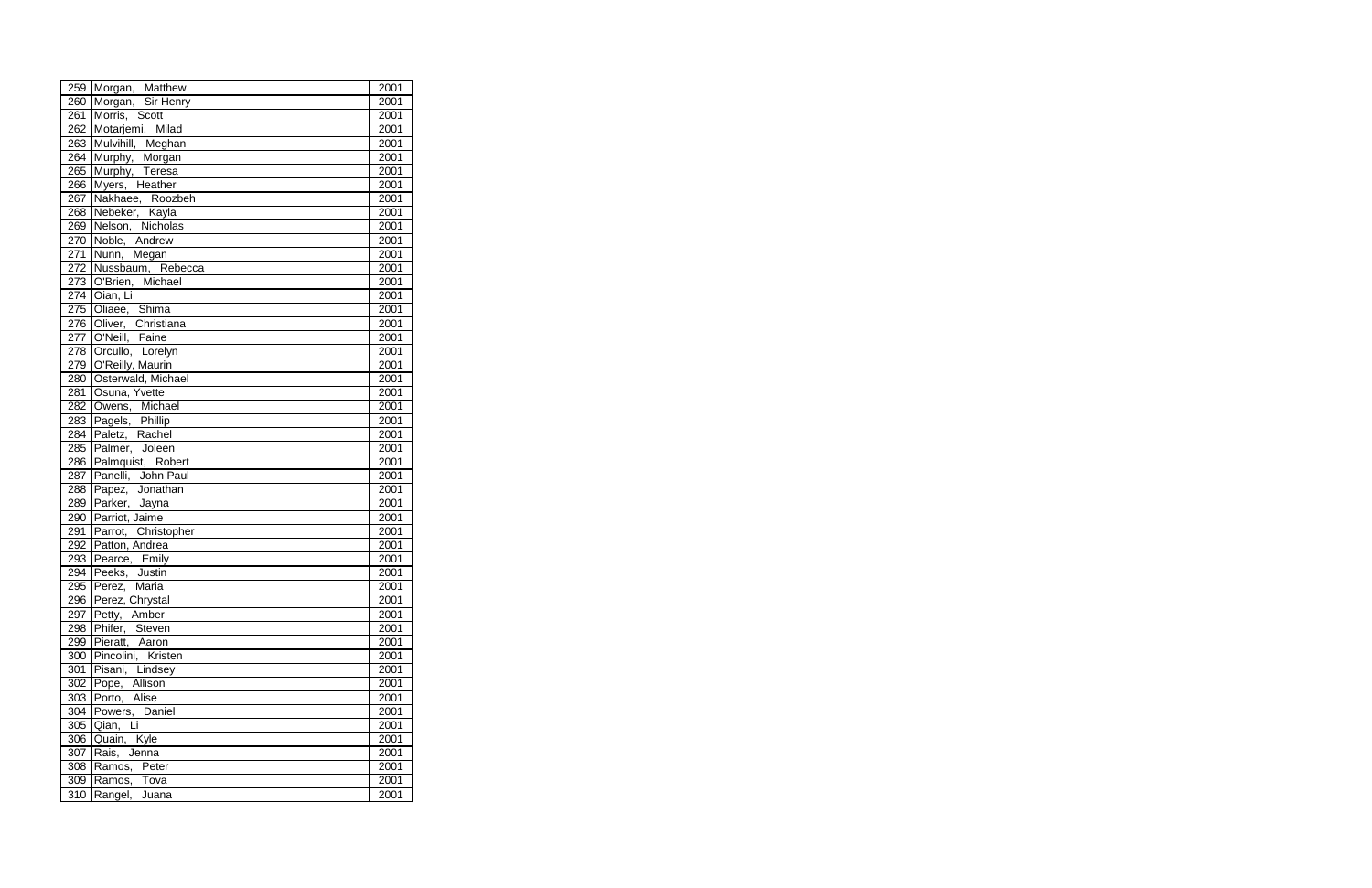| 259 | Morgan, Matthew | 2001 |
|---|---|---|
| 260 | Morgan, Sir Henry | 2001 |
| 261 | Morris, Scott | 2001 |
| 262 | Motarjemi, Milad | 2001 |
| 263 | Mulvihill, Meghan | 2001 |
| 264 | Murphy, Morgan | 2001 |
| 265 | Murphy, Teresa | 2001 |
| 266 | Myers, Heather | 2001 |
| 267 | Nakhaee, Roozbeh | 2001 |
| 268 | Nebeker, Kayla | 2001 |
| 269 | Nelson, Nicholas | 2001 |
| 270 | Noble, Andrew | 2001 |
| 271 | Nunn, Megan | 2001 |
| 272 | Nussbaum, Rebecca | 2001 |
| 273 | O'Brien, Michael | 2001 |
| 274 | Oian, Li | 2001 |
| 275 | Oliaee, Shima | 2001 |
| 276 | Oliver, Christiana | 2001 |
| 277 | O'Neill, Faine | 2001 |
| 278 | Orcullo, Lorelyn | 2001 |
| 279 | O'Reilly, Maurin | 2001 |
| 280 | Osterwald, Michael | 2001 |
| 281 | Osuna, Yvette | 2001 |
| 282 | Owens, Michael | 2001 |
| 283 | Pagels, Phillip | 2001 |
| 284 | Paletz, Rachel | 2001 |
| 285 | Palmer, Joleen | 2001 |
| 286 | Palmquist, Robert | 2001 |
| 287 | Panelli, John Paul | 2001 |
| 288 | Papez, Jonathan | 2001 |
| 289 | Parker, Jayna | 2001 |
| 290 | Parriot, Jaime | 2001 |
| 291 | Parrot, Christopher | 2001 |
| 292 | Patton, Andrea | 2001 |
| 293 | Pearce, Emily | 2001 |
| 294 | Peeks, Justin | 2001 |
| 295 | Perez, Maria | 2001 |
| 296 | Perez, Chrystal | 2001 |
| 297 | Petty, Amber | 2001 |
| 298 | Phifer, Steven | 2001 |
| 299 | Pieratt, Aaron | 2001 |
| 300 | Pincolini, Kristen | 2001 |
| 301 | Pisani, Lindsey | 2001 |
| 302 | Pope, Allison | 2001 |
| 303 | Porto, Alise | 2001 |
| 304 | Powers, Daniel | 2001 |
| 305 | Qian, Li | 2001 |
| 306 | Quain, Kyle | 2001 |
| 307 | Rais, Jenna | 2001 |
| 308 | Ramos, Peter | 2001 |
| 309 | Ramos, Tova | 2001 |
| 310 | Rangel, Juana | 2001 |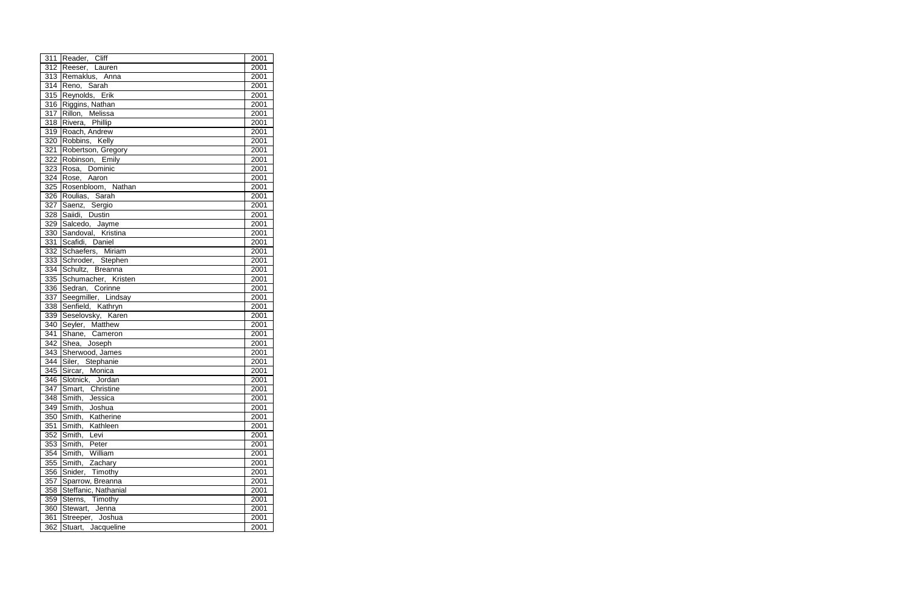| | | |
|---|---|---|
| 311 | Reader, Cliff | 2001 |
| 312 | Reeser, Lauren | 2001 |
| 313 | Remaklus, Anna | 2001 |
| 314 | Reno, Sarah | 2001 |
| 315 | Reynolds, Erik | 2001 |
| 316 | Riggins, Nathan | 2001 |
| 317 | Rillon, Melissa | 2001 |
| 318 | Rivera, Phillip | 2001 |
| 319 | Roach, Andrew | 2001 |
| 320 | Robbins, Kelly | 2001 |
| 321 | Robertson, Gregory | 2001 |
| 322 | Robinson, Emily | 2001 |
| 323 | Rosa, Dominic | 2001 |
| 324 | Rose, Aaron | 2001 |
| 325 | Rosenbloom, Nathan | 2001 |
| 326 | Roulias, Sarah | 2001 |
| 327 | Saenz, Sergio | 2001 |
| 328 | Saiidi, Dustin | 2001 |
| 329 | Salcedo, Jayme | 2001 |
| 330 | Sandoval, Kristina | 2001 |
| 331 | Scafidi, Daniel | 2001 |
| 332 | Schaefers, Miriam | 2001 |
| 333 | Schroder, Stephen | 2001 |
| 334 | Schultz, Breanna | 2001 |
| 335 | Schumacher, Kristen | 2001 |
| 336 | Sedran, Corinne | 2001 |
| 337 | Seegmiller, Lindsay | 2001 |
| 338 | Senfield, Kathryn | 2001 |
| 339 | Seselovsky, Karen | 2001 |
| 340 | Seyler, Matthew | 2001 |
| 341 | Shane, Cameron | 2001 |
| 342 | Shea, Joseph | 2001 |
| 343 | Sherwood, James | 2001 |
| 344 | Siler, Stephanie | 2001 |
| 345 | Sircar, Monica | 2001 |
| 346 | Slotnick, Jordan | 2001 |
| 347 | Smart, Christine | 2001 |
| 348 | Smith, Jessica | 2001 |
| 349 | Smith, Joshua | 2001 |
| 350 | Smith, Katherine | 2001 |
| 351 | Smith, Kathleen | 2001 |
| 352 | Smith, Levi | 2001 |
| 353 | Smith, Peter | 2001 |
| 354 | Smith, William | 2001 |
| 355 | Smith, Zachary | 2001 |
| 356 | Snider, Timothy | 2001 |
| 357 | Sparrow, Breanna | 2001 |
| 358 | Steffanic, Nathanial | 2001 |
| 359 | Sterns, Timothy | 2001 |
| 360 | Stewart, Jenna | 2001 |
| 361 | Streeper, Joshua | 2001 |
| 362 | Stuart, Jacqueline | 2001 |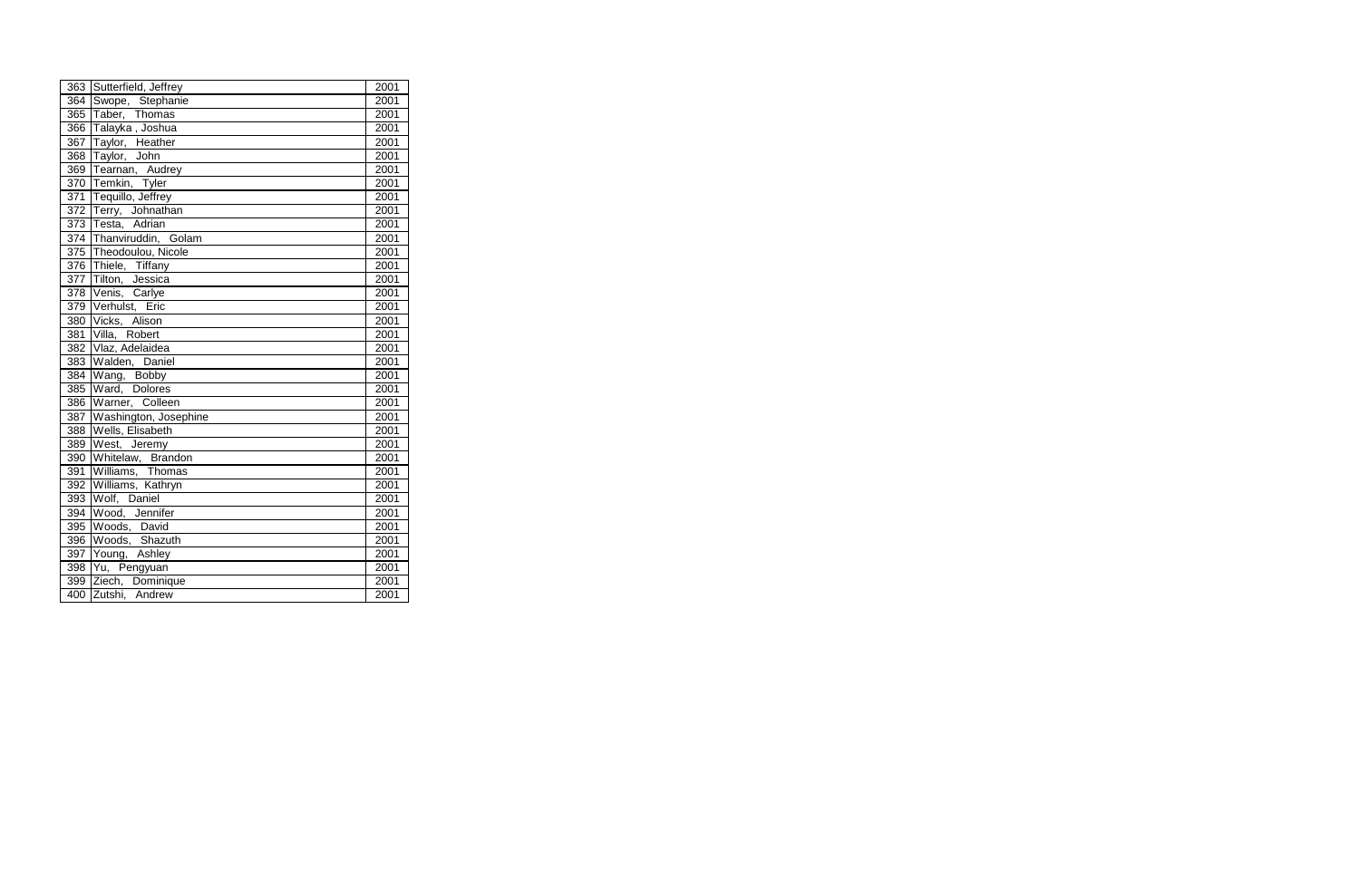| | | |
|---|---|---|
| 363 | Sutterfield, Jeffrey | 2001 |
| 364 | Swope, Stephanie | 2001 |
| 365 | Taber, Thomas | 2001 |
| 366 | Talayka , Joshua | 2001 |
| 367 | Taylor, Heather | 2001 |
| 368 | Taylor, John | 2001 |
| 369 | Tearnan, Audrey | 2001 |
| 370 | Temkin, Tyler | 2001 |
| 371 | Tequillo, Jeffrey | 2001 |
| 372 | Terry, Johnathan | 2001 |
| 373 | Testa, Adrian | 2001 |
| 374 | Thanviruddin, Golam | 2001 |
| 375 | Theodoulou, Nicole | 2001 |
| 376 | Thiele, Tiffany | 2001 |
| 377 | Tilton, Jessica | 2001 |
| 378 | Venis, Carlye | 2001 |
| 379 | Verhulst, Eric | 2001 |
| 380 | Vicks, Alison | 2001 |
| 381 | Villa, Robert | 2001 |
| 382 | Vlaz, Adelaidea | 2001 |
| 383 | Walden, Daniel | 2001 |
| 384 | Wang, Bobby | 2001 |
| 385 | Ward, Dolores | 2001 |
| 386 | Warner, Colleen | 2001 |
| 387 | Washington, Josephine | 2001 |
| 388 | Wells, Elisabeth | 2001 |
| 389 | West, Jeremy | 2001 |
| 390 | Whitelaw, Brandon | 2001 |
| 391 | Williams, Thomas | 2001 |
| 392 | Williams, Kathryn | 2001 |
| 393 | Wolf, Daniel | 2001 |
| 394 | Wood, Jennifer | 2001 |
| 395 | Woods, David | 2001 |
| 396 | Woods, Shazuth | 2001 |
| 397 | Young, Ashley | 2001 |
| 398 | Yu, Pengyuan | 2001 |
| 399 | Ziech, Dominique | 2001 |
| 400 | Zutshi, Andrew | 2001 |